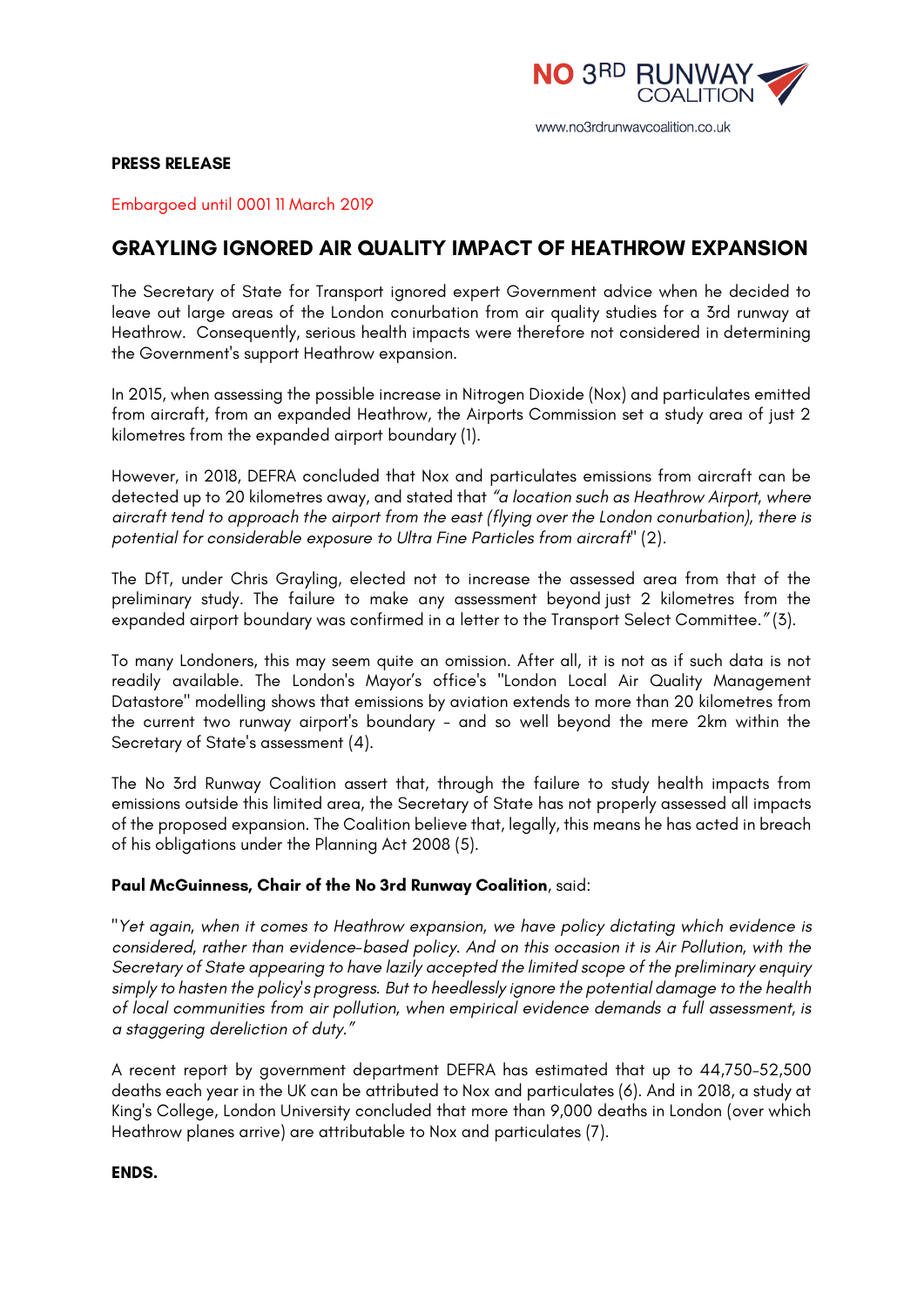NO 3RD RUNWAY COALITION

www.no3rdrunwaycoalition.co.uk

**PRESS RELEASE**

Embargoed until 0001 11 March 2019

## GRAYLING IGNORED AIR QUALITY IMPACT OF HEATHROW EXPANSION

The Secretary of State for Transport ignored expert Government advice when he decided to leave out large areas of the London conurbation from air quality studies for a 3rd runway at Heathrow. Consequently, serious health impacts were therefore not considered in determining the Government's support Heathrow expansion.

In 2015, when assessing the possible increase in Nitrogen Dioxide (Nox) and particulates emitted from aircraft, from an expanded Heathrow, the Airports Commission set a study area of just 2 kilometres from the expanded airport boundary (1).

However, in 2018, DEFRA concluded that Nox and particulates emissions from aircraft can be detected up to 20 kilometres away, and stated that *"a location such as Heathrow Airport, where aircraft tend to approach the airport from the east (flying over the London conurbation), there is potential for considerable exposure to Ultra Fine Particles from aircraft*" (2).

The DfT, under Chris Grayling, elected not to increase the assessed area from that of the preliminary study. The failure to make any assessment beyond just 2 kilometres from the expanded airport boundary was confirmed in a letter to the Transport Select Committee.*"* (3).

To many Londoners, this may seem quite an omission. After all, it is not as if such data is not readily available. The London's Mayor's office's "London Local Air Quality Management Datastore" modelling shows that emissions by aviation extends to more than 20 kilometres from the current two runway airport's boundary - and so well beyond the mere 2km within the Secretary of State's assessment (4).

The No 3rd Runway Coalition assert that, through the failure to study health impacts from emissions outside this limited area, the Secretary of State has not properly assessed all impacts of the proposed expansion. The Coalition believe that, legally, this means he has acted in breach of his obligations under the Planning Act 2008 (5).

**Paul McGuinness, Chair of the No 3rd Runway Coalition**, said:

"*Yet again, when it comes to Heathrow expansion, we have policy dictating which evidence is considered, rather than evidence-based policy. And on this occasion it is Air Pollution, with the Secretary of State appearing to have lazily accepted the limited scope of the preliminary enquiry simply to hasten the policy's progress. But to heedlessly ignore the potential damage to the health of local communities from air pollution, when empirical evidence demands a full assessment, is a staggering dereliction of duty."*

A recent report by government department DEFRA has estimated that up to 44,750-52,500 deaths each year in the UK can be attributed to Nox and particulates (6). And in 2018, a study at King's College, London University concluded that more than 9,000 deaths in London (over which Heathrow planes arrive) are attributable to Nox and particulates (7).

**ENDS.**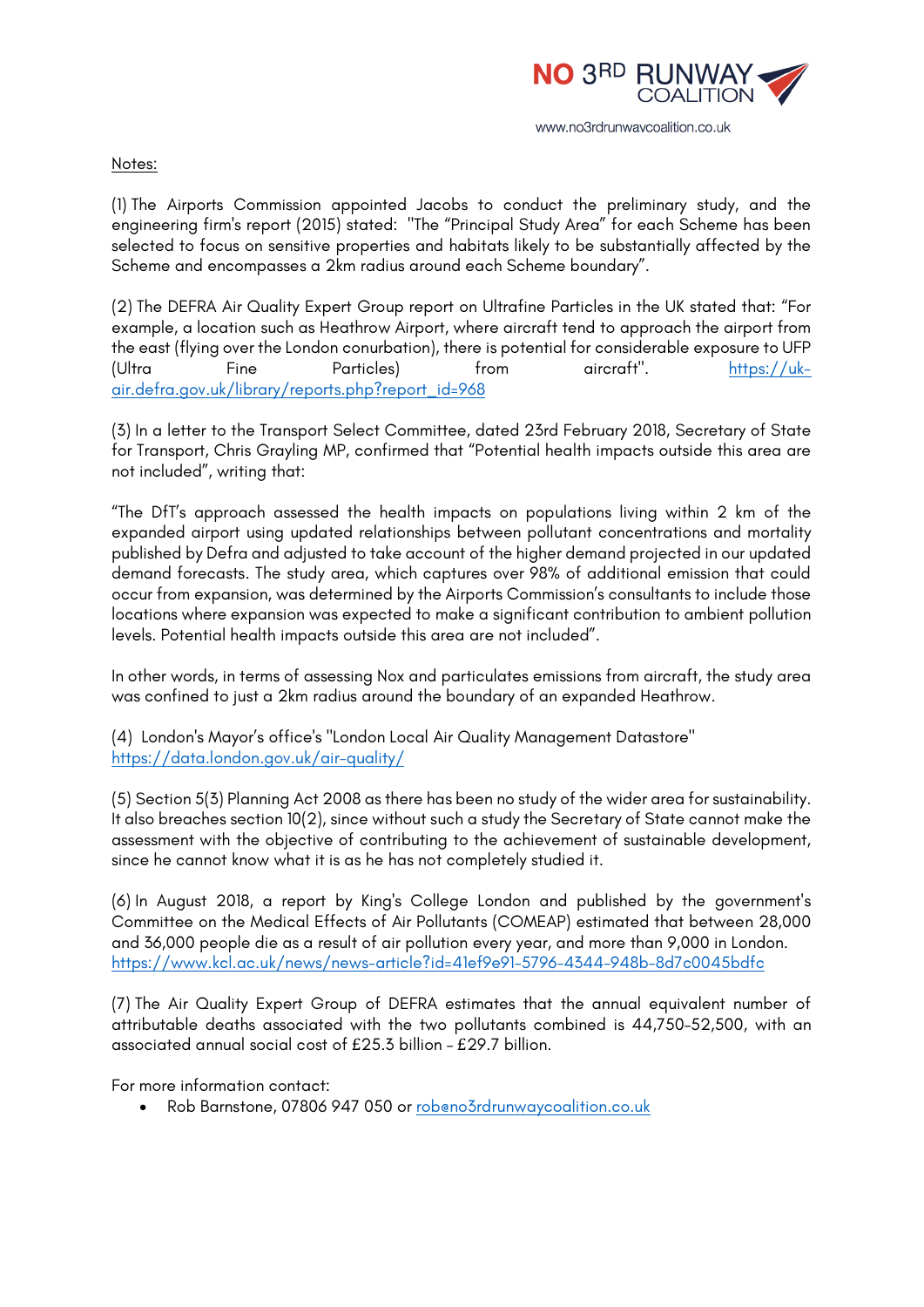Notes:

(1) The Airports Commission appointed Jacobs to conduct the preliminary study, and the engineering firm's report (2015) stated: "The "Principal Study Area" for each Scheme has been selected to focus on sensitive properties and habitats likely to be substantially affected by the Scheme and encompasses a 2km radius around each Scheme boundary".

(2) The DEFRA Air Quality Expert Group report on Ultrafine Particles in the UK stated that: "For example, a location such as Heathrow Airport, where aircraft tend to approach the airport from the east (flying over the London conurbation), there is potential for considerable exposure to UFP (Ultra Fine Particles) from aircraft". https://uk-air.defra.gov.uk/library/reports.php?report_id=968

(3) In a letter to the Transport Select Committee, dated 23rd February 2018, Secretary of State for Transport, Chris Grayling MP, confirmed that "Potential health impacts outside this area are not included", writing that:

"The DfT's approach assessed the health impacts on populations living within 2 km of the expanded airport using updated relationships between pollutant concentrations and mortality published by Defra and adjusted to take account of the higher demand projected in our updated demand forecasts. The study area, which captures over 98% of additional emission that could occur from expansion, was determined by the Airports Commission's consultants to include those locations where expansion was expected to make a significant contribution to ambient pollution levels. Potential health impacts outside this area are not included".

In other words, in terms of assessing Nox and particulates emissions from aircraft, the study area was confined to just a 2km radius around the boundary of an expanded Heathrow.

(4) London's Mayor's office's "London Local Air Quality Management Datastore" https://data.london.gov.uk/air-quality/

(5) Section 5(3) Planning Act 2008 as there has been no study of the wider area for sustainability. It also breaches section 10(2), since without such a study the Secretary of State cannot make the assessment with the objective of contributing to the achievement of sustainable development, since he cannot know what it is as he has not completely studied it.

(6) In August 2018, a report by King's College London and published by the government's Committee on the Medical Effects of Air Pollutants (COMEAP) estimated that between 28,000 and 36,000 people die as a result of air pollution every year, and more than 9,000 in London. https://www.kcl.ac.uk/news/news-article?id=41ef9e91-5796-4344-948b-8d7c0045bdfc

(7) The Air Quality Expert Group of DEFRA estimates that the annual equivalent number of attributable deaths associated with the two pollutants combined is 44,750-52,500, with an associated annual social cost of £25.3 billion - £29.7 billion.

For more information contact:

- Rob Barnstone, 07806 947 050 or rob@no3rdrunwaycoalition.co.uk